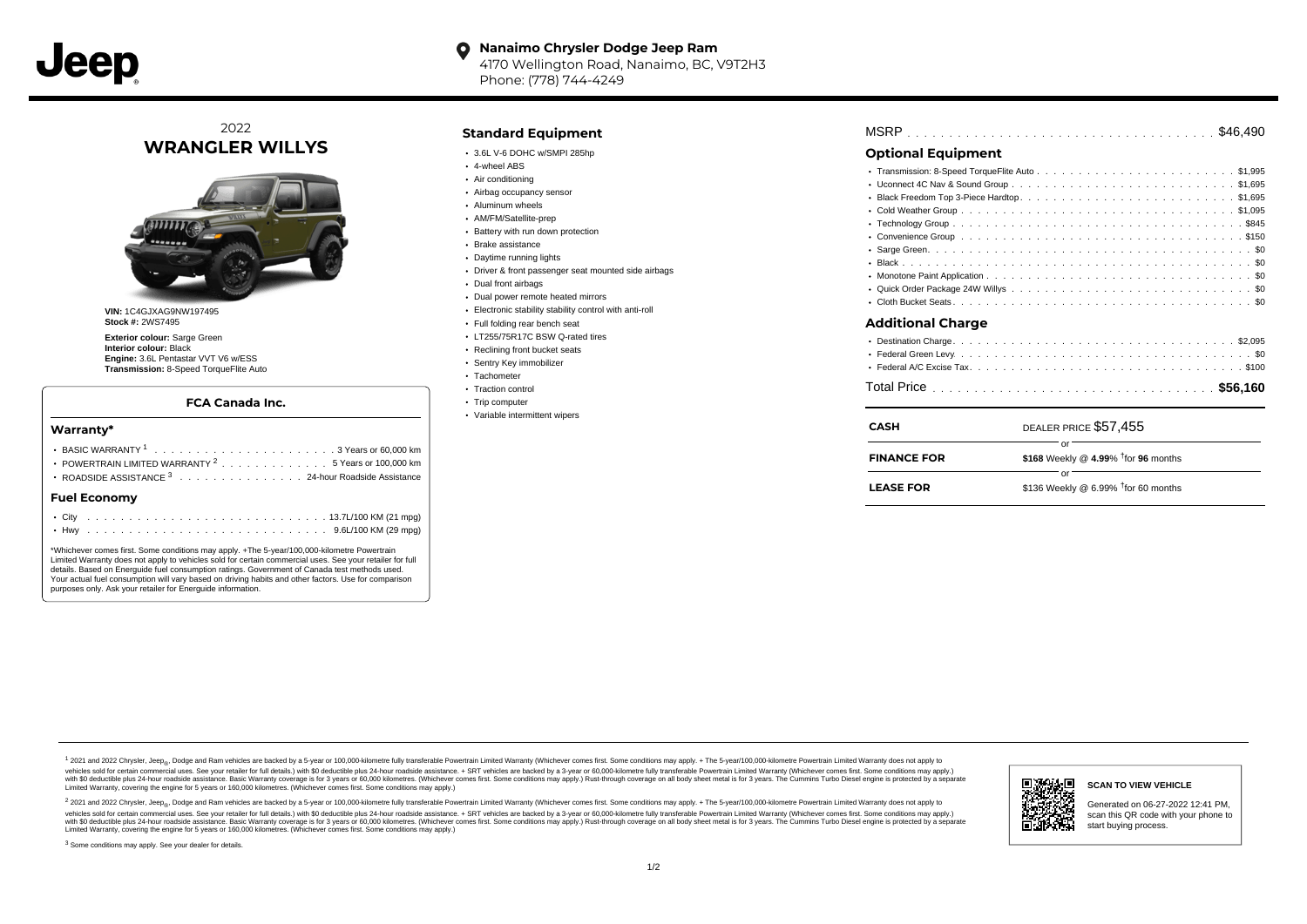Jeep

**Nanaimo Chrysler Dodge Jeep Ram**
4170 Wellington Road, Nanaimo, BC, V9T2H3
Phone: (778) 744-4249

# 2022 WRANGLER WILLYS

**VIN:** 1C4GJXAG9NW197495
**Stock #:** 2WS7495

**Exterior colour:** Sarge Green
**Interior colour:** Black
**Engine:** 3.6L Pentastar VVT V6 w/ESS
**Transmission:** 8-Speed TorqueFlite Auto

### FCA Canada Inc.

## Warranty*

- BASIC WARRANTY [1] . . . . . 3 Years or 60,000 km
- POWERTRAIN LIMITED WARRANTY [2] . . . . . 5 Years or 100,000 km
- ROADSIDE ASSISTANCE [3] . . . . . 24-hour Roadside Assistance

## Fuel Economy

- City . . . . . 13.7L/100 KM (21 mpg)
- Hwy . . . . . 9.6L/100 KM (29 mpg)

*Whichever comes first. Some conditions may apply. +The 5-year/100,000-kilometre Powertrain Limited Warranty does not apply to vehicles sold for certain commercial uses. See your retailer for full details. Based on Energuide fuel consumption ratings. Government of Canada test methods used. Your actual fuel consumption will vary based on driving habits and other factors. Use for comparison purposes only. Ask your retailer for Energuide information.

## Standard Equipment

- 3.6L V-6 DOHC w/SMPI 285hp
- 4-wheel ABS
- Air conditioning
- Airbag occupancy sensor
- Aluminum wheels
- AM/FM/Satellite-prep
- Battery with run down protection
- Brake assistance
- Daytime running lights
- Driver & front passenger seat mounted side airbags
- Dual front airbags
- Dual power remote heated mirrors
- Electronic stability stability control with anti-roll
- Full folding rear bench seat
- LT255/75R17C BSW Q-rated tires
- Reclining front bucket seats
- Sentry Key immobilizer
- Tachometer
- Traction control
- Trip computer
- Variable intermittent wipers

MSRP . . . . . $46,490

## Optional Equipment

- Transmission: 8-Speed TorqueFlite Auto . . . . . $1,995
- Uconnect 4C Nav & Sound Group . . . . . $1,695
- Black Freedom Top 3-Piece Hardtop . . . . . $1,695
- Cold Weather Group . . . . . $1,095
- Technology Group . . . . . $845
- Convenience Group . . . . . $150
- Sarge Green . . . . . $0
- Black . . . . . $0
- Monotone Paint Application . . . . . $0
- Quick Order Package 24W Willys . . . . . $0
- Cloth Bucket Seats . . . . . $0

## Additional Charge

- Destination Charge . . . . . $2,095
- Federal Green Levy . . . . . $0
- Federal A/C Excise Tax . . . . . $100

Total Price . . . . . **$56,160**

| | |
|---|---|
| **CASH** | DEALER PRICE $57,455 |
| | or |
| **FINANCE FOR** | **$168** Weekly @ **4.99**% †for **96** months |
| | or |
| **LEASE FOR** | $136 Weekly @ 6.99% †for 60 months |

[1] 2021 and 2022 Chrysler, Jeep®, Dodge and Ram vehicles are backed by a 5-year or 100,000-kilometre fully transferable Powertrain Limited Warranty (Whichever comes first. Some conditions may apply. + The 5-year/100,000-kilometre Powertrain Limited Warranty does not apply to vehicles sold for certain commercial uses. See your retailer for full details.) with $0 deductible plus 24-hour roadside assistance. + SRT vehicles are backed by a 3-year or 60,000-kilometre fully transferable Powertrain Limited Warranty (Whichever comes first. Some conditions may apply.) with $0 deductible plus 24-hour roadside assistance. Basic Warranty coverage is for 3 years or 60,000 kilometres. (Whichever comes first. Some conditions may apply.) Rust-through coverage on all body sheet metal is for 3 years. The Cummins Turbo Diesel engine is protected by a separate Limited Warranty, covering the engine for 5 years or 160,000 kilometres. (Whichever comes first. Some conditions may apply.)

[2] 2021 and 2022 Chrysler, Jeep®, Dodge and Ram vehicles are backed by a 5-year or 100,000-kilometre fully transferable Powertrain Limited Warranty (Whichever comes first. Some conditions may apply. + The 5-year/100,000-kilometre Powertrain Limited Warranty does not apply to vehicles sold for certain commercial uses. See your retailer for full details.) with $0 deductible plus 24-hour roadside assistance. + SRT vehicles are backed by a 3-year or 60,000-kilometre fully transferable Powertrain Limited Warranty (Whichever comes first. Some conditions may apply.) with $0 deductible plus 24-hour roadside assistance. Basic Warranty coverage is for 3 years or 60,000 kilometres. (Whichever comes first. Some conditions may apply.) Rust-through coverage on all body sheet metal is for 3 years. The Cummins Turbo Diesel engine is protected by a separate Limited Warranty, covering the engine for 5 years or 160,000 kilometres. (Whichever comes first. Some conditions may apply.)

[3] Some conditions may apply. See your dealer for details.

**SCAN TO VIEW VEHICLE**

Generated on 06-27-2022 12:41 PM, scan this QR code with your phone to start buying process.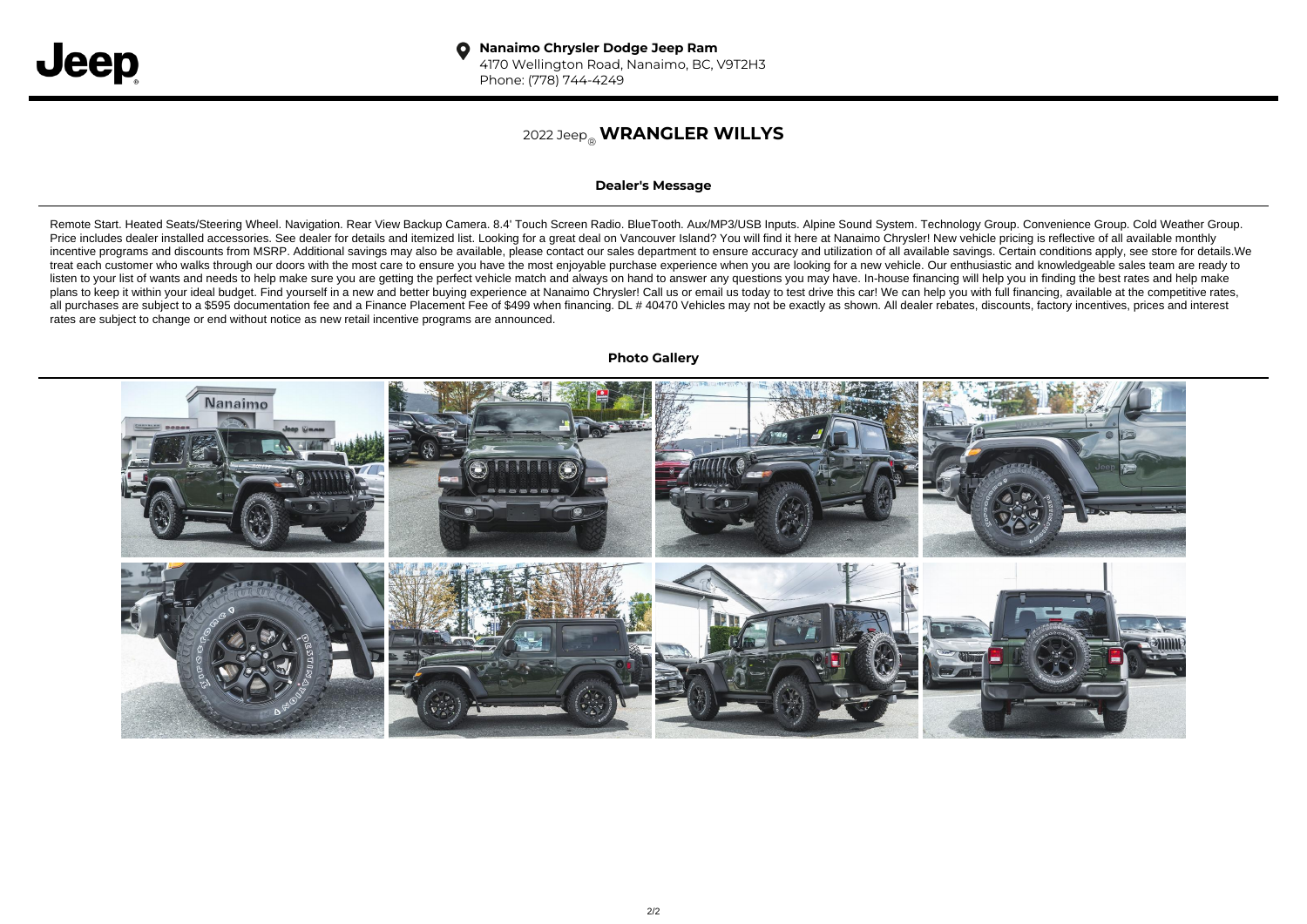**Nanaimo Chrysler Dodge Jeep Ram**
4170 Wellington Road, Nanaimo, BC, V9T2H3
Phone: (778) 744-4249

# 2022 Jeep® **WRANGLER WILLYS**

## Dealer's Message

Remote Start. Heated Seats/Steering Wheel. Navigation. Rear View Backup Camera. 8.4' Touch Screen Radio. BlueTooth. Aux/MP3/USB Inputs. Alpine Sound System. Technology Group. Convenience Group. Cold Weather Group. Price includes dealer installed accessories. See dealer for details and itemized list. Looking for a great deal on Vancouver Island? You will find it here at Nanaimo Chrysler! New vehicle pricing is reflective of all available monthly incentive programs and discounts from MSRP. Additional savings may also be available, please contact our sales department to ensure accuracy and utilization of all available savings. Certain conditions apply, see store for details.We treat each customer who walks through our doors with the most care to ensure you have the most enjoyable purchase experience when you are looking for a new vehicle. Our enthusiastic and knowledgeable sales team are ready to listen to your list of wants and needs to help make sure you are getting the perfect vehicle match and always on hand to answer any questions you may have. In-house financing will help you in finding the best rates and help make plans to keep it within your ideal budget. Find yourself in a new and better buying experience at Nanaimo Chrysler! Call us or email us today to test drive this car! We can help you with full financing, available at the competitive rates, all purchases are subject to a $595 documentation fee and a Finance Placement Fee of $499 when financing. DL # 40470 Vehicles may not be exactly as shown. All dealer rebates, discounts, factory incentives, prices and interest rates are subject to change or end without notice as new retail incentive programs are announced.

## Photo Gallery